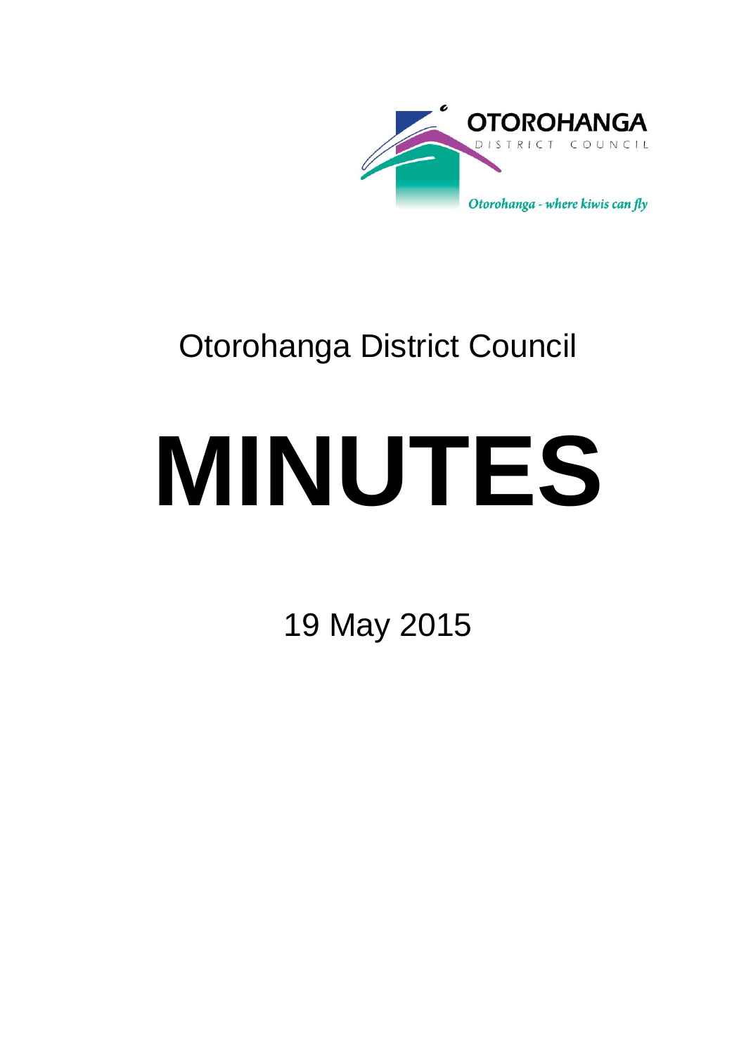OTOROHANGA

DISTRICT COUNCIL

*Otorohanga - where kiwis can fly*

Otorohanga District Council

# MINUTES

19 May 2015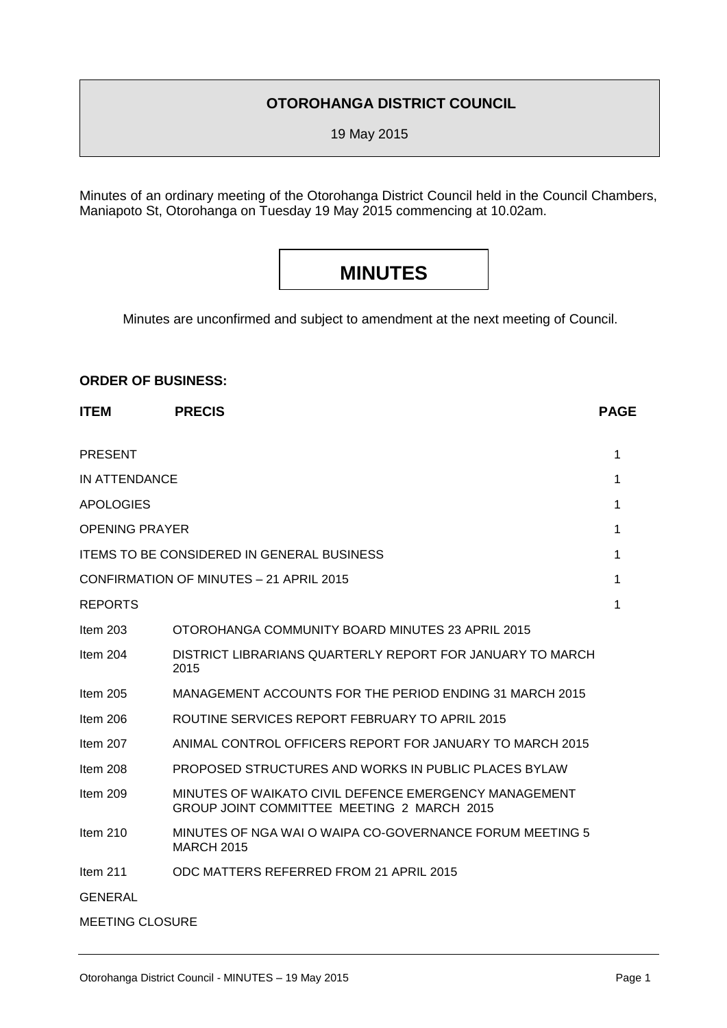**OTOROHANGA DISTRICT COUNCIL**

19 May 2015

Minutes of an ordinary meeting of the Otorohanga District Council held in the Council Chambers, Maniapoto St, Otorohanga on Tuesday 19 May 2015 commencing at 10.02am.

# MINUTES

Minutes are unconfirmed and subject to amendment at the next meeting of Council.

**ORDER OF BUSINESS:**

| **ITEM** | **PRECIS** | **PAGE** |
|---|---|---|
| PRESENT | | 1 |
| IN ATTENDANCE | | 1 |
| APOLOGIES | | 1 |
| OPENING PRAYER | | 1 |
| ITEMS TO BE CONSIDERED IN GENERAL BUSINESS | | 1 |
| CONFIRMATION OF MINUTES – 21 APRIL 2015 | | 1 |
| REPORTS | | 1 |
| Item 203 | OTOROHANGA COMMUNITY BOARD MINUTES 23 APRIL 2015 | |
| Item 204 | DISTRICT LIBRARIANS QUARTERLY REPORT FOR JANUARY TO MARCH 2015 | |
| Item 205 | MANAGEMENT ACCOUNTS FOR THE PERIOD ENDING 31 MARCH 2015 | |
| Item 206 | ROUTINE SERVICES REPORT FEBRUARY TO APRIL 2015 | |
| Item 207 | ANIMAL CONTROL OFFICERS REPORT FOR JANUARY TO MARCH 2015 | |
| Item 208 | PROPOSED STRUCTURES AND WORKS IN PUBLIC PLACES BYLAW | |
| Item 209 | MINUTES OF WAIKATO CIVIL DEFENCE EMERGENCY MANAGEMENT GROUP JOINT COMMITTEE MEETING 2 MARCH 2015 | |
| Item 210 | MINUTES OF NGA WAI O WAIPA CO-GOVERNANCE FORUM MEETING 5 MARCH 2015 | |
| Item 211 | ODC MATTERS REFERRED FROM 21 APRIL 2015 | |
| GENERAL | | |
| MEETING CLOSURE | | |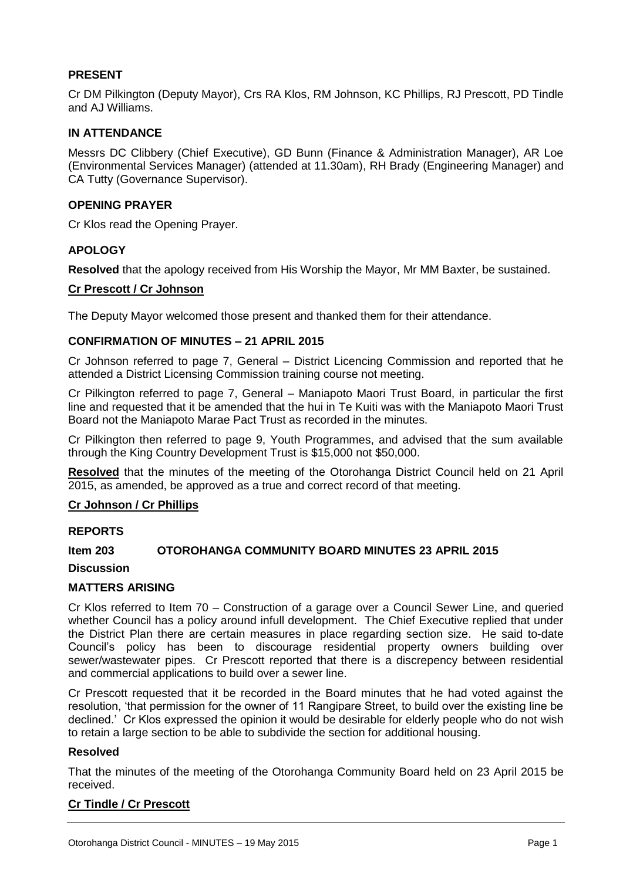## PRESENT

Cr DM Pilkington (Deputy Mayor), Crs RA Klos, RM Johnson, KC Phillips, RJ Prescott, PD Tindle and AJ Williams.

## IN ATTENDANCE

Messrs DC Clibbery (Chief Executive), GD Bunn (Finance & Administration Manager), AR Loe (Environmental Services Manager) (attended at 11.30am), RH Brady (Engineering Manager) and CA Tutty (Governance Supervisor).

## OPENING PRAYER

Cr Klos read the Opening Prayer.

## APOLOGY

**Resolved** that the apology received from His Worship the Mayor, Mr MM Baxter, be sustained.

**Cr Prescott / Cr Johnson**

The Deputy Mayor welcomed those present and thanked them for their attendance.

## CONFIRMATION OF MINUTES – 21 APRIL 2015

Cr Johnson referred to page 7, General – District Licencing Commission and reported that he attended a District Licensing Commission training course not meeting.

Cr Pilkington referred to page 7, General – Maniapoto Maori Trust Board, in particular the first line and requested that it be amended that the hui in Te Kuiti was with the Maniapoto Maori Trust Board not the Maniapoto Marae Pact Trust as recorded in the minutes.

Cr Pilkington then referred to page 9, Youth Programmes, and advised that the sum available through the King Country Development Trust is $15,000 not $50,000.

**Resolved** that the minutes of the meeting of the Otorohanga District Council held on 21 April 2015, as amended, be approved as a true and correct record of that meeting.

**Cr Johnson / Cr Phillips**

## REPORTS

### Item 203 OTOROHANGA COMMUNITY BOARD MINUTES 23 APRIL 2015

**Discussion**

**MATTERS ARISING**

Cr Klos referred to Item 70 – Construction of a garage over a Council Sewer Line, and queried whether Council has a policy around infull development. The Chief Executive replied that under the District Plan there are certain measures in place regarding section size. He said to-date Council's policy has been to discourage residential property owners building over sewer/wastewater pipes. Cr Prescott reported that there is a discrepency between residential and commercial applications to build over a sewer line.

Cr Prescott requested that it be recorded in the Board minutes that he had voted against the resolution, 'that permission for the owner of 11 Rangipare Street, to build over the existing line be declined.' Cr Klos expressed the opinion it would be desirable for elderly people who do not wish to retain a large section to be able to subdivide the section for additional housing.

**Resolved**

That the minutes of the meeting of the Otorohanga Community Board held on 23 April 2015 be received.

**Cr Tindle / Cr Prescott**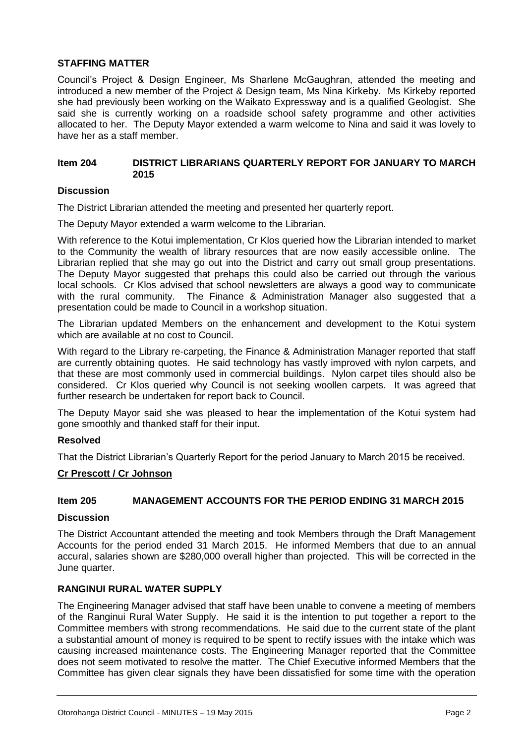**STAFFING MATTER**

Council's Project & Design Engineer, Ms Sharlene McGaughran, attended the meeting and introduced a new member of the Project & Design team, Ms Nina Kirkeby. Ms Kirkeby reported she had previously been working on the Waikato Expressway and is a qualified Geologist. She said she is currently working on a roadside school safety programme and other activities allocated to her. The Deputy Mayor extended a warm welcome to Nina and said it was lovely to have her as a staff member.

**Item 204 DISTRICT LIBRARIANS QUARTERLY REPORT FOR JANUARY TO MARCH 2015**

**Discussion**

The District Librarian attended the meeting and presented her quarterly report.

The Deputy Mayor extended a warm welcome to the Librarian.

With reference to the Kotui implementation, Cr Klos queried how the Librarian intended to market to the Community the wealth of library resources that are now easily accessible online. The Librarian replied that she may go out into the District and carry out small group presentations. The Deputy Mayor suggested that prehaps this could also be carried out through the various local schools. Cr Klos advised that school newsletters are always a good way to communicate with the rural community. The Finance & Administration Manager also suggested that a presentation could be made to Council in a workshop situation.

The Librarian updated Members on the enhancement and development to the Kotui system which are available at no cost to Council.

With regard to the Library re-carpeting, the Finance & Administration Manager reported that staff are currently obtaining quotes. He said technology has vastly improved with nylon carpets, and that these are most commonly used in commercial buildings. Nylon carpet tiles should also be considered. Cr Klos queried why Council is not seeking woollen carpets. It was agreed that further research be undertaken for report back to Council.

The Deputy Mayor said she was pleased to hear the implementation of the Kotui system had gone smoothly and thanked staff for their input.

**Resolved**

That the District Librarian's Quarterly Report for the period January to March 2015 be received.

**Cr Prescott / Cr Johnson**

**Item 205 MANAGEMENT ACCOUNTS FOR THE PERIOD ENDING 31 MARCH 2015**

**Discussion**

The District Accountant attended the meeting and took Members through the Draft Management Accounts for the period ended 31 March 2015. He informed Members that due to an annual accural, salaries shown are $280,000 overall higher than projected. This will be corrected in the June quarter.

**RANGINUI RURAL WATER SUPPLY**

The Engineering Manager advised that staff have been unable to convene a meeting of members of the Ranginui Rural Water Supply. He said it is the intention to put together a report to the Committee members with strong recommendations. He said due to the current state of the plant a substantial amount of money is required to be spent to rectify issues with the intake which was causing increased maintenance costs. The Engineering Manager reported that the Committee does not seem motivated to resolve the matter. The Chief Executive informed Members that the Committee has given clear signals they have been dissatisfied for some time with the operation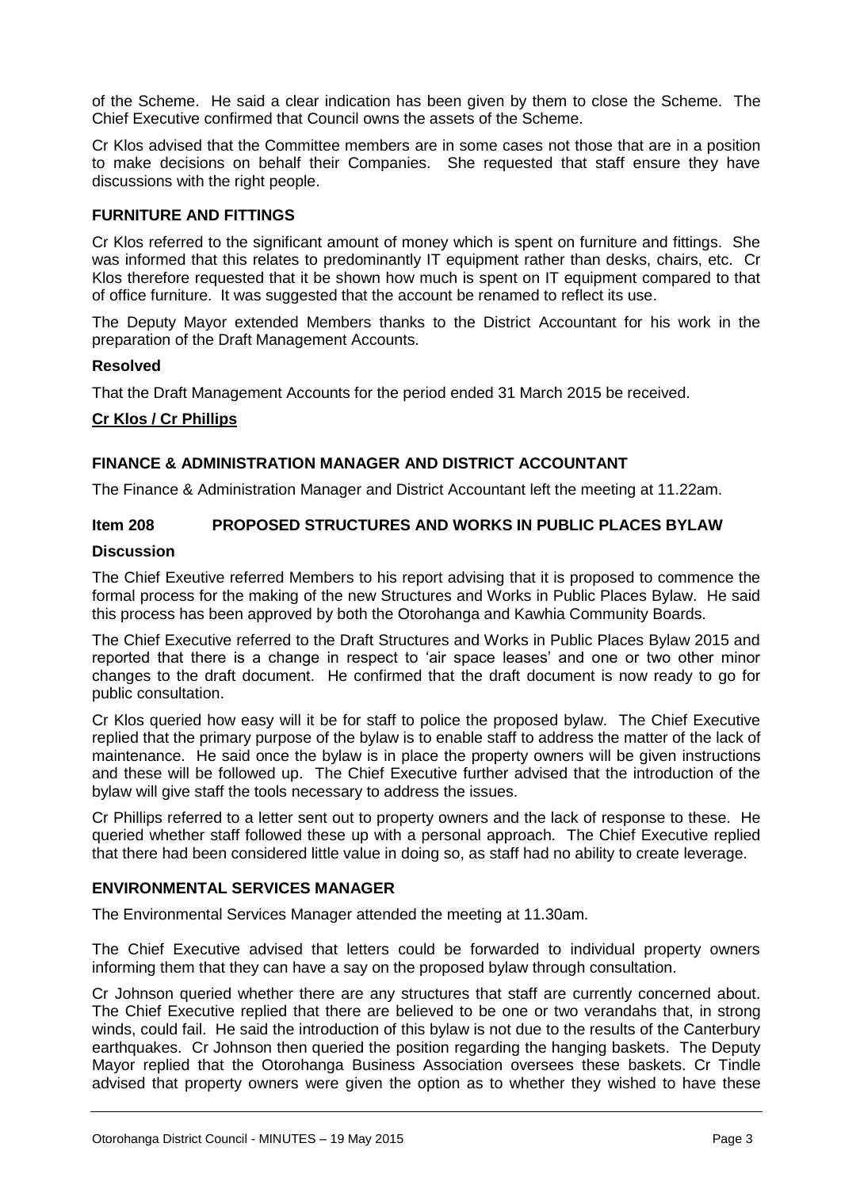of the Scheme. He said a clear indication has been given by them to close the Scheme. The Chief Executive confirmed that Council owns the assets of the Scheme.

Cr Klos advised that the Committee members are in some cases not those that are in a position to make decisions on behalf their Companies. She requested that staff ensure they have discussions with the right people.

**FURNITURE AND FITTINGS**

Cr Klos referred to the significant amount of money which is spent on furniture and fittings. She was informed that this relates to predominantly IT equipment rather than desks, chairs, etc. Cr Klos therefore requested that it be shown how much is spent on IT equipment compared to that of office furniture. It was suggested that the account be renamed to reflect its use.

The Deputy Mayor extended Members thanks to the District Accountant for his work in the preparation of the Draft Management Accounts.

**Resolved**

That the Draft Management Accounts for the period ended 31 March 2015 be received.

**Cr Klos / Cr Phillips**

**FINANCE & ADMINISTRATION MANAGER AND DISTRICT ACCOUNTANT**

The Finance & Administration Manager and District Accountant left the meeting at 11.22am.

**Item 208 PROPOSED STRUCTURES AND WORKS IN PUBLIC PLACES BYLAW**

**Discussion**

The Chief Exeutive referred Members to his report advising that it is proposed to commence the formal process for the making of the new Structures and Works in Public Places Bylaw. He said this process has been approved by both the Otorohanga and Kawhia Community Boards.

The Chief Executive referred to the Draft Structures and Works in Public Places Bylaw 2015 and reported that there is a change in respect to 'air space leases' and one or two other minor changes to the draft document. He confirmed that the draft document is now ready to go for public consultation.

Cr Klos queried how easy will it be for staff to police the proposed bylaw. The Chief Executive replied that the primary purpose of the bylaw is to enable staff to address the matter of the lack of maintenance. He said once the bylaw is in place the property owners will be given instructions and these will be followed up. The Chief Executive further advised that the introduction of the bylaw will give staff the tools necessary to address the issues.

Cr Phillips referred to a letter sent out to property owners and the lack of response to these. He queried whether staff followed these up with a personal approach. The Chief Executive replied that there had been considered little value in doing so, as staff had no ability to create leverage.

**ENVIRONMENTAL SERVICES MANAGER**

The Environmental Services Manager attended the meeting at 11.30am.

The Chief Executive advised that letters could be forwarded to individual property owners informing them that they can have a say on the proposed bylaw through consultation.

Cr Johnson queried whether there are any structures that staff are currently concerned about. The Chief Executive replied that there are believed to be one or two verandahs that, in strong winds, could fail. He said the introduction of this bylaw is not due to the results of the Canterbury earthquakes. Cr Johnson then queried the position regarding the hanging baskets. The Deputy Mayor replied that the Otorohanga Business Association oversees these baskets. Cr Tindle advised that property owners were given the option as to whether they wished to have these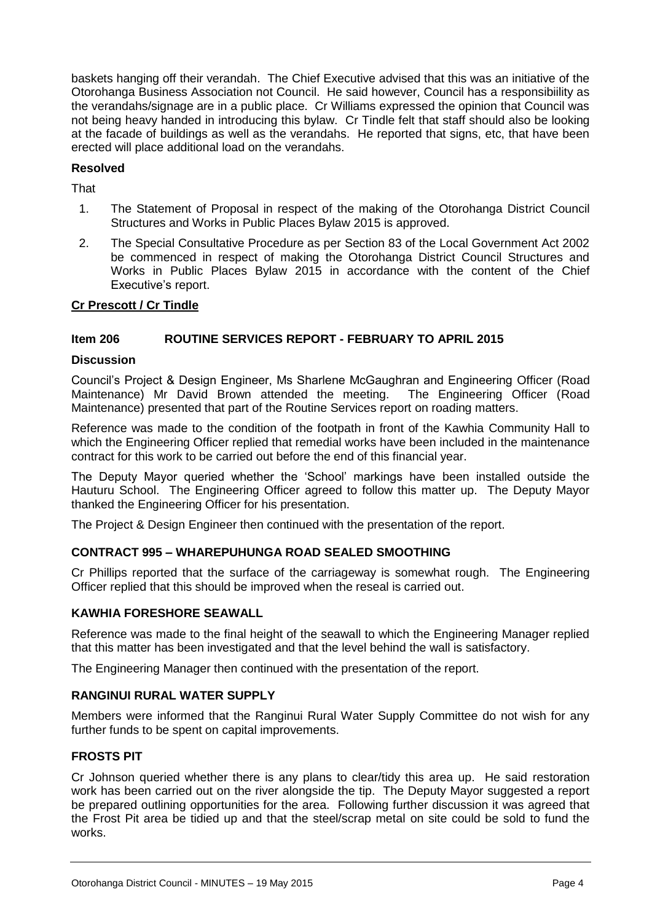baskets hanging off their verandah. The Chief Executive advised that this was an initiative of the Otorohanga Business Association not Council. He said however, Council has a responsibility as the verandahs/signage are in a public place. Cr Williams expressed the opinion that Council was not being heavy handed in introducing this bylaw. Cr Tindle felt that staff should also be looking at the facade of buildings as well as the verandahs. He reported that signs, etc, that have been erected will place additional load on the verandahs.

**Resolved**

That

1. The Statement of Proposal in respect of the making of the Otorohanga District Council Structures and Works in Public Places Bylaw 2015 is approved.
2. The Special Consultative Procedure as per Section 83 of the Local Government Act 2002 be commenced in respect of making the Otorohanga District Council Structures and Works in Public Places Bylaw 2015 in accordance with the content of the Chief Executive's report.

**Cr Prescott / Cr Tindle**

### Item 206 ROUTINE SERVICES REPORT - FEBRUARY TO APRIL 2015

**Discussion**

Council's Project & Design Engineer, Ms Sharlene McGaughran and Engineering Officer (Road Maintenance) Mr David Brown attended the meeting. The Engineering Officer (Road Maintenance) presented that part of the Routine Services report on roading matters.

Reference was made to the condition of the footpath in front of the Kawhia Community Hall to which the Engineering Officer replied that remedial works have been included in the maintenance contract for this work to be carried out before the end of this financial year.

The Deputy Mayor queried whether the 'School' markings have been installed outside the Hauturu School. The Engineering Officer agreed to follow this matter up. The Deputy Mayor thanked the Engineering Officer for his presentation.

The Project & Design Engineer then continued with the presentation of the report.

**CONTRACT 995 – WHAREPUHUNGA ROAD SEALED SMOOTHING**

Cr Phillips reported that the surface of the carriageway is somewhat rough. The Engineering Officer replied that this should be improved when the reseal is carried out.

**KAWHIA FORESHORE SEAWALL**

Reference was made to the final height of the seawall to which the Engineering Manager replied that this matter has been investigated and that the level behind the wall is satisfactory.

The Engineering Manager then continued with the presentation of the report.

**RANGINUI RURAL WATER SUPPLY**

Members were informed that the Ranginui Rural Water Supply Committee do not wish for any further funds to be spent on capital improvements.

**FROSTS PIT**

Cr Johnson queried whether there is any plans to clear/tidy this area up. He said restoration work has been carried out on the river alongside the tip. The Deputy Mayor suggested a report be prepared outlining opportunities for the area. Following further discussion it was agreed that the Frost Pit area be tidied up and that the steel/scrap metal on site could be sold to fund the works.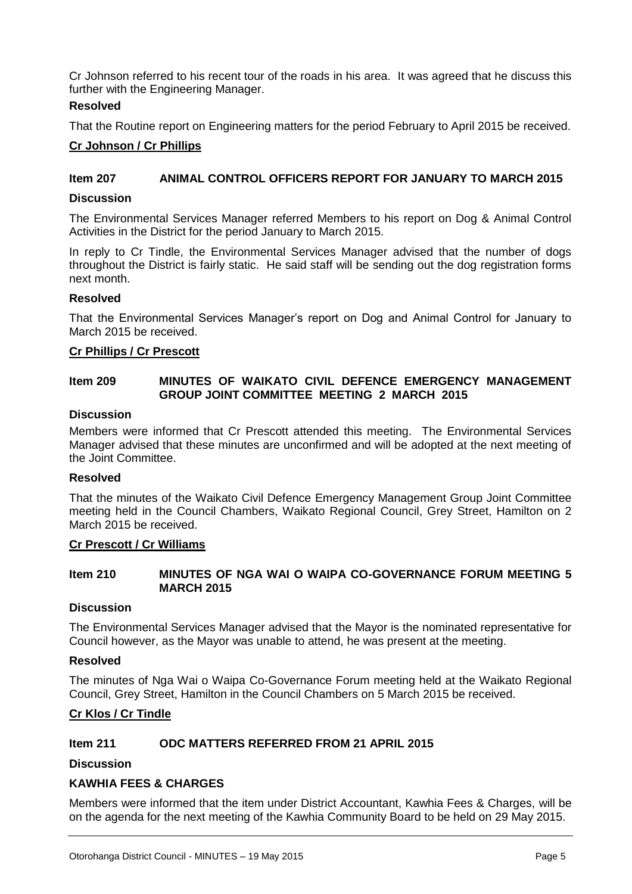Cr Johnson referred to his recent tour of the roads in his area. It was agreed that he discuss this further with the Engineering Manager.

**Resolved**

That the Routine report on Engineering matters for the period February to April 2015 be received.

**Cr Johnson / Cr Phillips**

**Item 207 ANIMAL CONTROL OFFICERS REPORT FOR JANUARY TO MARCH 2015**

**Discussion**

The Environmental Services Manager referred Members to his report on Dog & Animal Control Activities in the District for the period January to March 2015.

In reply to Cr Tindle, the Environmental Services Manager advised that the number of dogs throughout the District is fairly static. He said staff will be sending out the dog registration forms next month.

**Resolved**

That the Environmental Services Manager's report on Dog and Animal Control for January to March 2015 be received.

**Cr Phillips / Cr Prescott**

**Item 209 MINUTES OF WAIKATO CIVIL DEFENCE EMERGENCY MANAGEMENT GROUP JOINT COMMITTEE MEETING 2 MARCH 2015**

**Discussion**

Members were informed that Cr Prescott attended this meeting. The Environmental Services Manager advised that these minutes are unconfirmed and will be adopted at the next meeting of the Joint Committee.

**Resolved**

That the minutes of the Waikato Civil Defence Emergency Management Group Joint Committee meeting held in the Council Chambers, Waikato Regional Council, Grey Street, Hamilton on 2 March 2015 be received.

**Cr Prescott / Cr Williams**

**Item 210 MINUTES OF NGA WAI O WAIPA CO-GOVERNANCE FORUM MEETING 5 MARCH 2015**

**Discussion**

The Environmental Services Manager advised that the Mayor is the nominated representative for Council however, as the Mayor was unable to attend, he was present at the meeting.

**Resolved**

The minutes of Nga Wai o Waipa Co-Governance Forum meeting held at the Waikato Regional Council, Grey Street, Hamilton in the Council Chambers on 5 March 2015 be received.

**Cr Klos / Cr Tindle**

**Item 211 ODC MATTERS REFERRED FROM 21 APRIL 2015**

**Discussion**

**KAWHIA FEES & CHARGES**

Members were informed that the item under District Accountant, Kawhia Fees & Charges, will be on the agenda for the next meeting of the Kawhia Community Board to be held on 29 May 2015.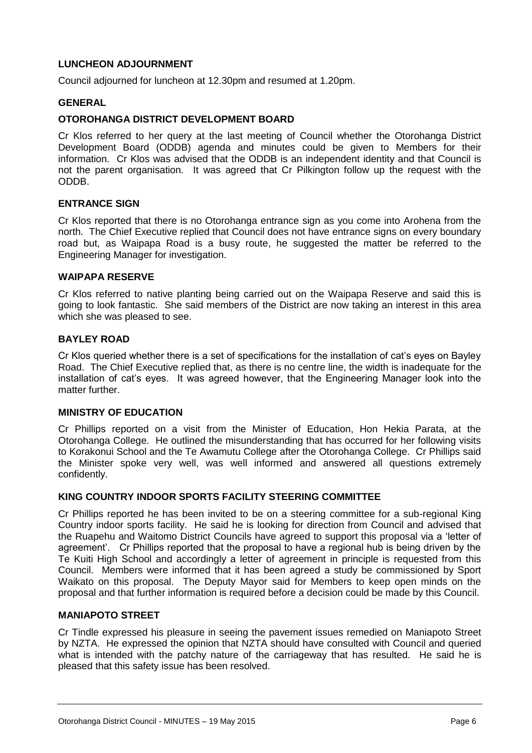### LUNCHEON ADJOURNMENT

Council adjourned for luncheon at 12.30pm and resumed at 1.20pm.

### GENERAL

### OTOROHANGA DISTRICT DEVELOPMENT BOARD

Cr Klos referred to her query at the last meeting of Council whether the Otorohanga District Development Board (ODDB) agenda and minutes could be given to Members for their information. Cr Klos was advised that the ODDB is an independent identity and that Council is not the parent organisation. It was agreed that Cr Pilkington follow up the request with the ODDB.

### ENTRANCE SIGN

Cr Klos reported that there is no Otorohanga entrance sign as you come into Arohena from the north. The Chief Executive replied that Council does not have entrance signs on every boundary road but, as Waipapa Road is a busy route, he suggested the matter be referred to the Engineering Manager for investigation.

### WAIPAPA RESERVE

Cr Klos referred to native planting being carried out on the Waipapa Reserve and said this is going to look fantastic. She said members of the District are now taking an interest in this area which she was pleased to see.

### BAYLEY ROAD

Cr Klos queried whether there is a set of specifications for the installation of cat's eyes on Bayley Road. The Chief Executive replied that, as there is no centre line, the width is inadequate for the installation of cat's eyes. It was agreed however, that the Engineering Manager look into the matter further.

### MINISTRY OF EDUCATION

Cr Phillips reported on a visit from the Minister of Education, Hon Hekia Parata, at the Otorohanga College. He outlined the misunderstanding that has occurred for her following visits to Korakonui School and the Te Awamutu College after the Otorohanga College. Cr Phillips said the Minister spoke very well, was well informed and answered all questions extremely confidently.

### KING COUNTRY INDOOR SPORTS FACILITY STEERING COMMITTEE

Cr Phillips reported he has been invited to be on a steering committee for a sub-regional King Country indoor sports facility. He said he is looking for direction from Council and advised that the Ruapehu and Waitomo District Councils have agreed to support this proposal via a 'letter of agreement'. Cr Phillips reported that the proposal to have a regional hub is being driven by the Te Kuiti High School and accordingly a letter of agreement in principle is requested from this Council. Members were informed that it has been agreed a study be commissioned by Sport Waikato on this proposal. The Deputy Mayor said for Members to keep open minds on the proposal and that further information is required before a decision could be made by this Council.

### MANIAPOTO STREET

Cr Tindle expressed his pleasure in seeing the pavement issues remedied on Maniapoto Street by NZTA. He expressed the opinion that NZTA should have consulted with Council and queried what is intended with the patchy nature of the carriageway that has resulted. He said he is pleased that this safety issue has been resolved.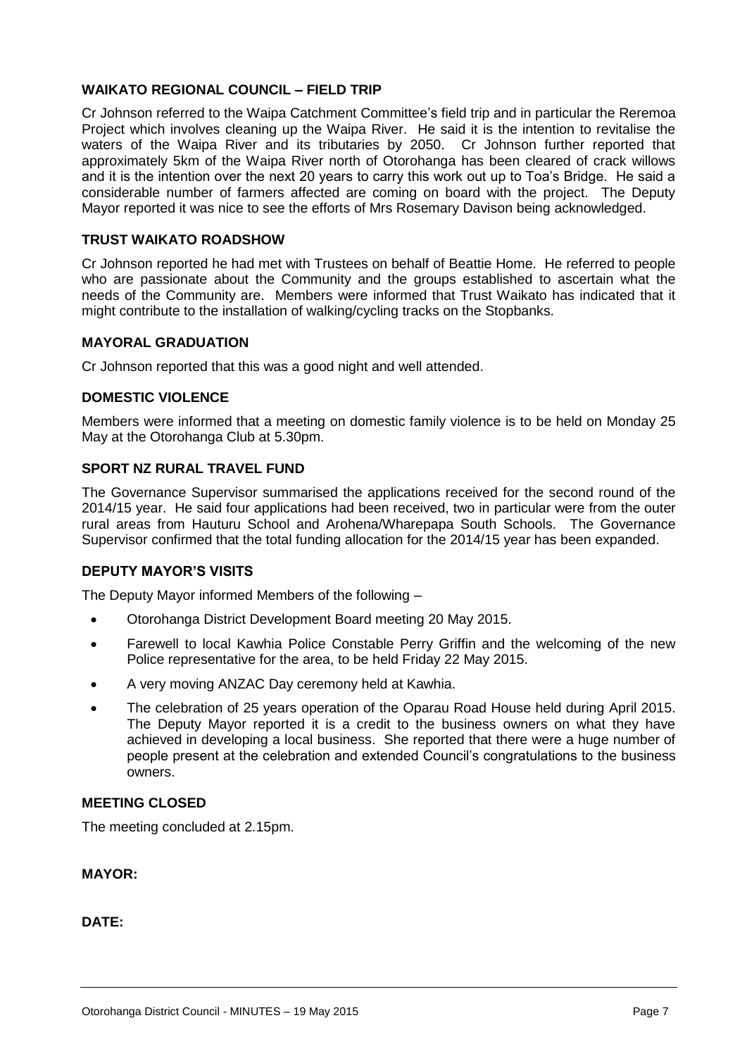### WAIKATO REGIONAL COUNCIL – FIELD TRIP

Cr Johnson referred to the Waipa Catchment Committee's field trip and in particular the Reremoa Project which involves cleaning up the Waipa River. He said it is the intention to revitalise the waters of the Waipa River and its tributaries by 2050. Cr Johnson further reported that approximately 5km of the Waipa River north of Otorohanga has been cleared of crack willows and it is the intention over the next 20 years to carry this work out up to Toa's Bridge. He said a considerable number of farmers affected are coming on board with the project. The Deputy Mayor reported it was nice to see the efforts of Mrs Rosemary Davison being acknowledged.

### TRUST WAIKATO ROADSHOW

Cr Johnson reported he had met with Trustees on behalf of Beattie Home. He referred to people who are passionate about the Community and the groups established to ascertain what the needs of the Community are. Members were informed that Trust Waikato has indicated that it might contribute to the installation of walking/cycling tracks on the Stopbanks.

### MAYORAL GRADUATION

Cr Johnson reported that this was a good night and well attended.

### DOMESTIC VIOLENCE

Members were informed that a meeting on domestic family violence is to be held on Monday 25 May at the Otorohanga Club at 5.30pm.

### SPORT NZ RURAL TRAVEL FUND

The Governance Supervisor summarised the applications received for the second round of the 2014/15 year. He said four applications had been received, two in particular were from the outer rural areas from Hauturu School and Arohena/Wharepapa South Schools. The Governance Supervisor confirmed that the total funding allocation for the 2014/15 year has been expanded.

### DEPUTY MAYOR'S VISITS

The Deputy Mayor informed Members of the following –

- Otorohanga District Development Board meeting 20 May 2015.
- Farewell to local Kawhia Police Constable Perry Griffin and the welcoming of the new Police representative for the area, to be held Friday 22 May 2015.
- A very moving ANZAC Day ceremony held at Kawhia.
- The celebration of 25 years operation of the Oparau Road House held during April 2015. The Deputy Mayor reported it is a credit to the business owners on what they have achieved in developing a local business. She reported that there were a huge number of people present at the celebration and extended Council's congratulations to the business owners.

### MEETING CLOSED

The meeting concluded at 2.15pm.

**MAYOR:**

**DATE:**